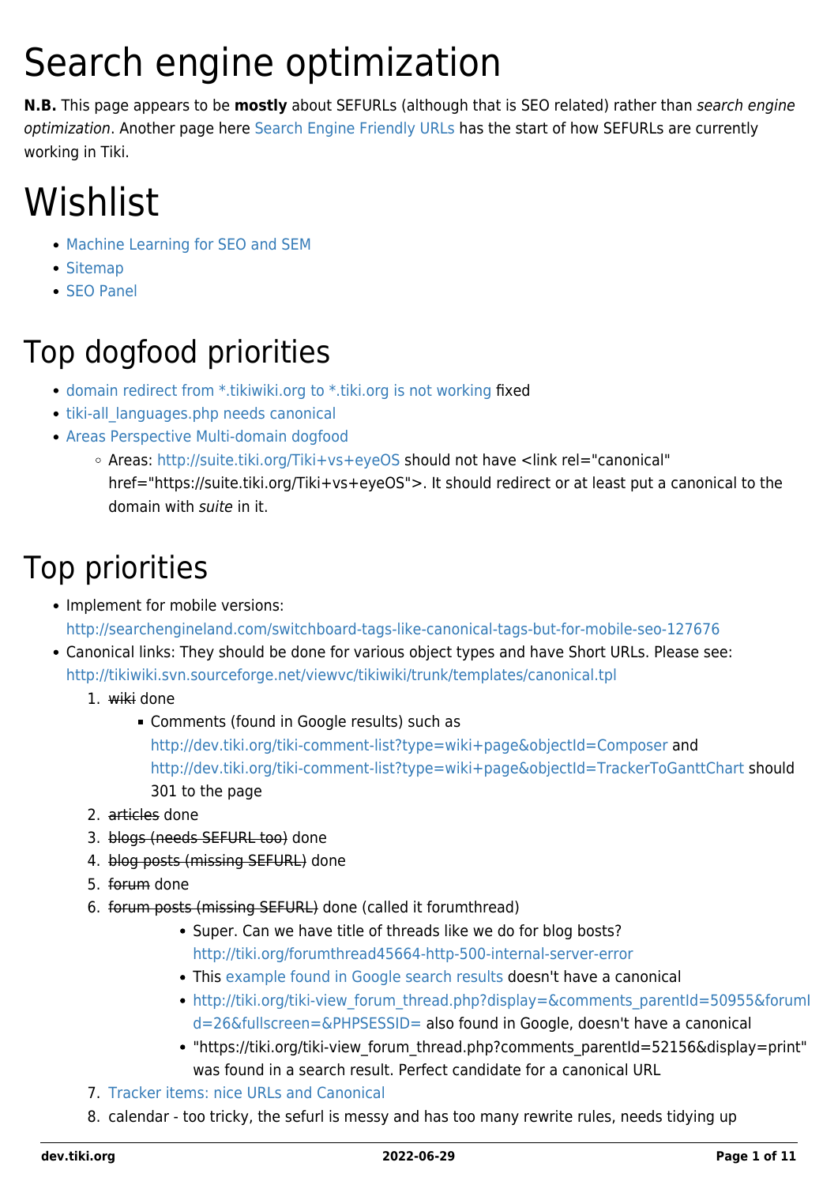# Search engine optimization

**N.B.** This page appears to be **mostly** about SEFURLs (although that is SEO related) rather than *search engine optimization*. Another page here Search Engine Friendly URLs has the start of how SEFURLs are currently working in Tiki.

# Wishlist

- Machine Learning for SEO and SEM
- Sitemap
- SEO Panel

## Top dogfood priorities

- domain redirect from *.tikiwiki.org to *.tiki.org is not working fixed
- tiki-all_languages.php needs canonical
- Areas Perspective Multi-domain dogfood
    - Areas: http://suite.tiki.org/Tiki+vs+eyeOS should not have <link rel="canonical" href="https://suite.tiki.org/Tiki+vs+eyeOS">. It should redirect or at least put a canonical to the domain with *suite* in it.

## Top priorities

- Implement for mobile versions: http://searchengineland.com/switchboard-tags-like-canonical-tags-but-for-mobile-seo-127676
- Canonical links: They should be done for various object types and have Short URLs. Please see: http://tikiwiki.svn.sourceforge.net/viewvc/tikiwiki/trunk/templates/canonical.tpl
    1. ~~wiki~~ done
        - Comments (found in Google results) such as http://dev.tiki.org/tiki-comment-list?type=wiki+page&objectId=Composer and http://dev.tiki.org/tiki-comment-list?type=wiki+page&objectId=TrackerToGanttChart should 301 to the page
    2. ~~articles~~ done
    3. ~~blogs (needs SEFURL too)~~ done
    4. ~~blog posts (missing SEFURL)~~ done
    5. ~~forum~~ done
    6. ~~forum posts (missing SEFURL)~~ done (called it forumthread)
        - Super. Can we have title of threads like we do for blog bosts? http://tiki.org/forumthread45664-http-500-internal-server-error
        - This example found in Google search results doesn't have a canonical
        - http://tiki.org/tiki-view_forum_thread.php?display=&comments_parentId=50955&forumId=26&fullscreen=&PHPSESSID= also found in Google, doesn't have a canonical
        - "https://tiki.org/tiki-view_forum_thread.php?comments_parentId=52156&display=print" was found in a search result. Perfect candidate for a canonical URL
    7. Tracker items: nice URLs and Canonical
    8. calendar - too tricky, the sefurl is messy and has too many rewrite rules, needs tidying up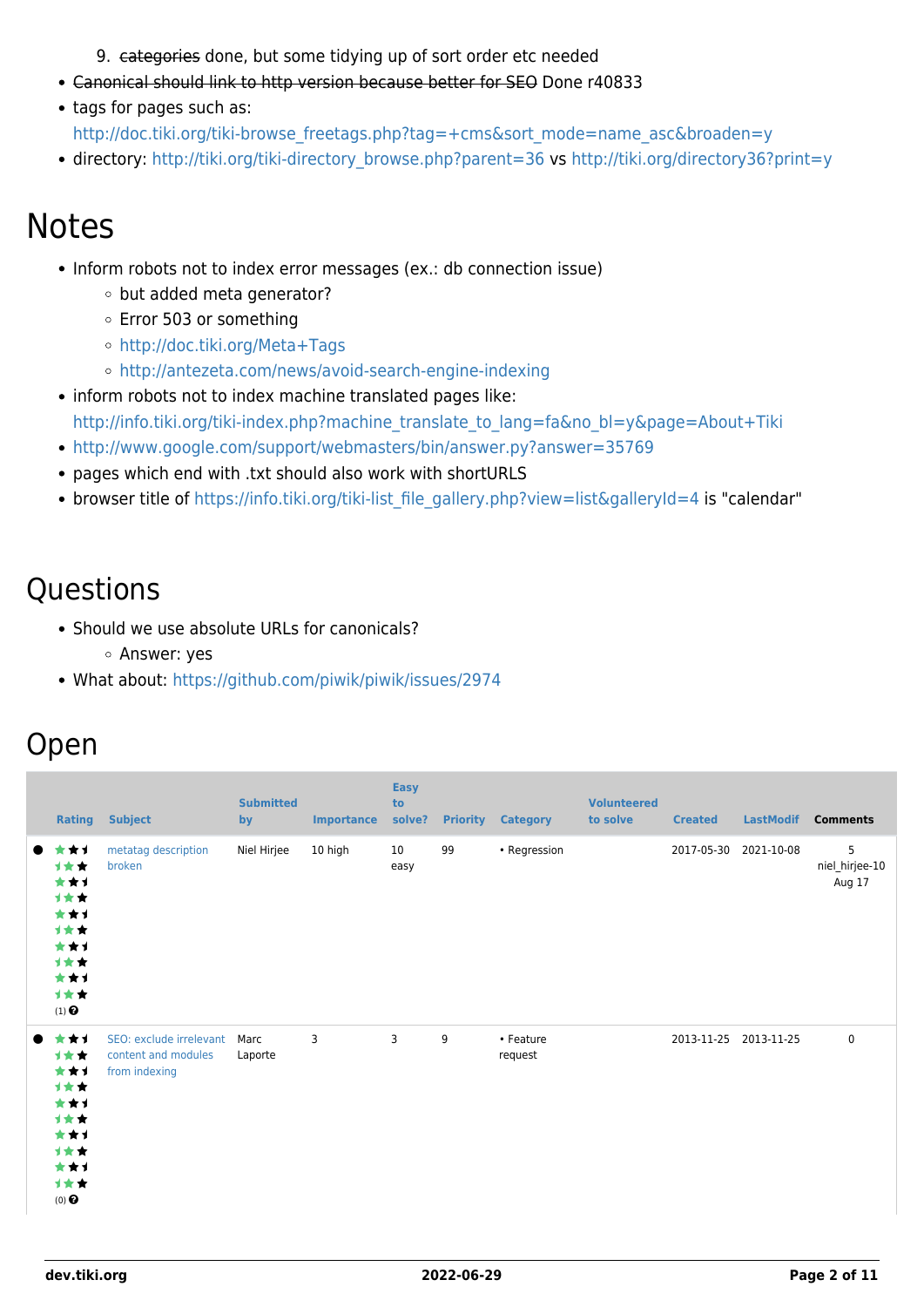9. ~~categories~~ done, but some tidying up of sort order etc needed

- ~~Canonical should link to http version because better for SEO~~ Done r40833
- tags for pages such as: http://doc.tiki.org/tiki-browse_freetags.php?tag=+cms&sort_mode=name_asc&broaden=y
- directory: http://tiki.org/tiki-directory_browse.php?parent=36 vs http://tiki.org/directory36?print=y

# Notes

- Inform robots not to index error messages (ex.: db connection issue)
  - but added meta generator?
  - Error 503 or something
  - http://doc.tiki.org/Meta+Tags
  - http://antezeta.com/news/avoid-search-engine-indexing
- inform robots not to index machine translated pages like: http://info.tiki.org/tiki-index.php?machine_translate_to_lang=fa&no_bl=y&page=About+Tiki
- http://www.google.com/support/webmasters/bin/answer.py?answer=35769
- pages which end with .txt should also work with shortURLS
- browser title of https://info.tiki.org/tiki-list_file_gallery.php?view=list&galleryId=4 is "calendar"

# Questions

- Should we use absolute URLs for canonicals?
  - Answer: yes
- What about: https://github.com/piwik/piwik/issues/2974

# Open

| Rating | Subject | Submitted by | Importance | Easy to solve? | Priority | Category | Volunteered to solve | Created | LastModif | Comments |
|---|---|---|---|---|---|---|---|---|---|---|
| (1) | metatag description broken | Niel Hirjee | 10 high | 10 easy | 99 | • Regression | | 2017-05-30 | 2021-10-08 | 5 niel_hirjee-10 Aug 17 |
| (0) | SEO: exclude irrelevant content and modules from indexing | Marc Laporte | 3 | 3 | 9 | • Feature request | | 2013-11-25 | 2013-11-25 | 0 |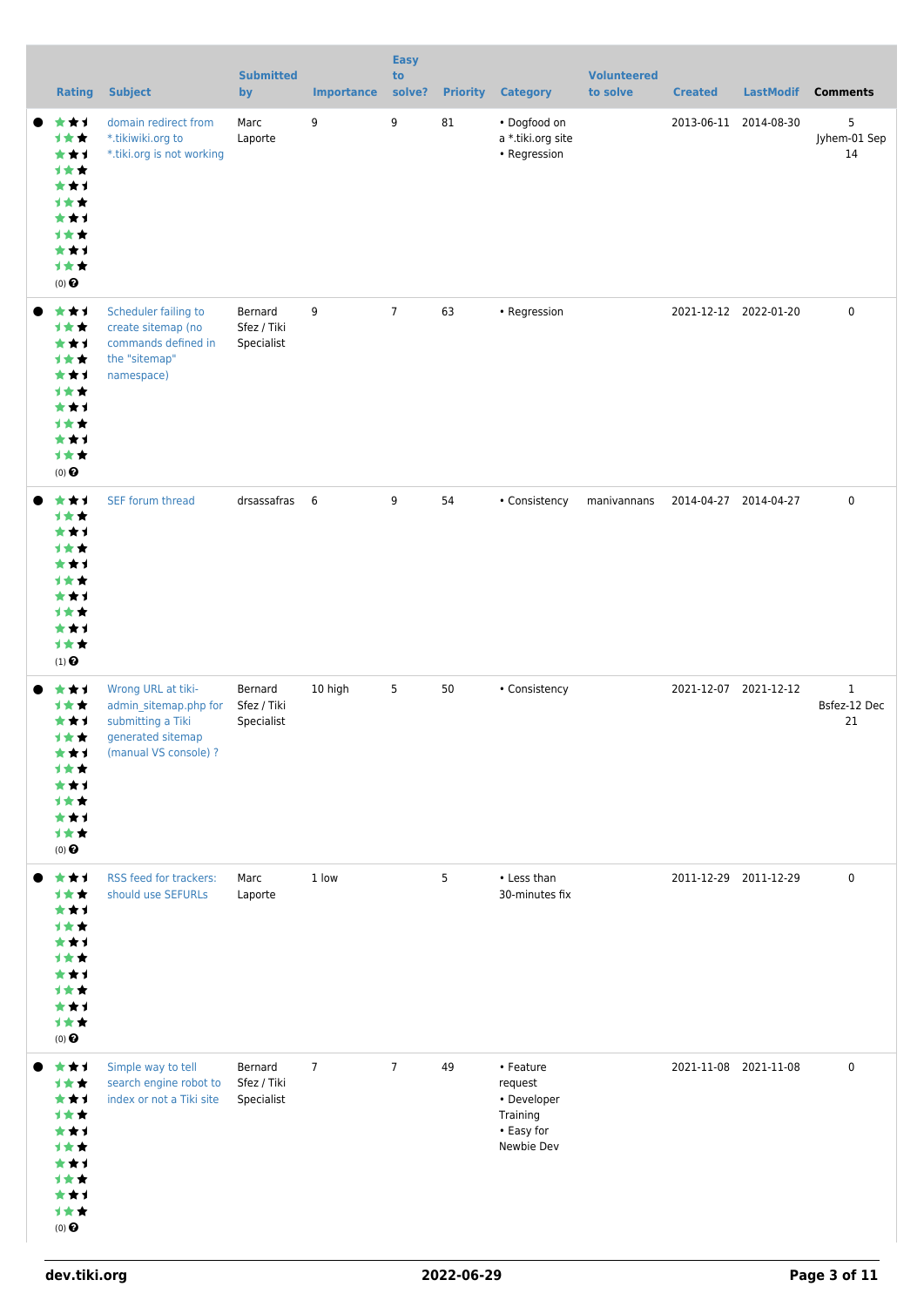| Rating | Subject | Submitted by | Importance | Easy to solve? | Priority | Category | Volunteered to solve | Created | LastModif | Comments |
|---|---|---|---|---|---|---|---|---|---|---|
| (0) | domain redirect from *.tikiwiki.org to *.tiki.org is not working | Marc Laporte | 9 | 9 | 81 | • Dogfood on a *.tiki.org site • Regression | | 2013-06-11 | 2014-08-30 | 5 Jyhem-01 Sep 14 |
| (0) | Scheduler failing to create sitemap (no commands defined in the "sitemap" namespace) | Bernard Sfez / Tiki Specialist | 9 | 7 | 63 | • Regression | | 2021-12-12 | 2022-01-20 | 0 |
| (1) | SEF forum thread | drsassafras | 6 | 9 | 54 | • Consistency | manivannans | 2014-04-27 | 2014-04-27 | 0 |
| (0) | Wrong URL at tiki-admin_sitemap.php for submitting a Tiki generated sitemap (manual VS console) ? | Bernard Sfez / Tiki Specialist | 10 high | 5 | 50 | • Consistency | | 2021-12-07 | 2021-12-12 | 1 Bsfez-12 Dec 21 |
| (0) | RSS feed for trackers: should use SEFURLs | Marc Laporte | 1 low | | 5 | • Less than 30-minutes fix | | 2011-12-29 | 2011-12-29 | 0 |
| (0) | Simple way to tell search engine robot to index or not a Tiki site | Bernard Sfez / Tiki Specialist | 7 | 7 | 49 | • Feature request • Developer Training • Easy for Newbie Dev | | 2021-11-08 | 2021-11-08 | 0 |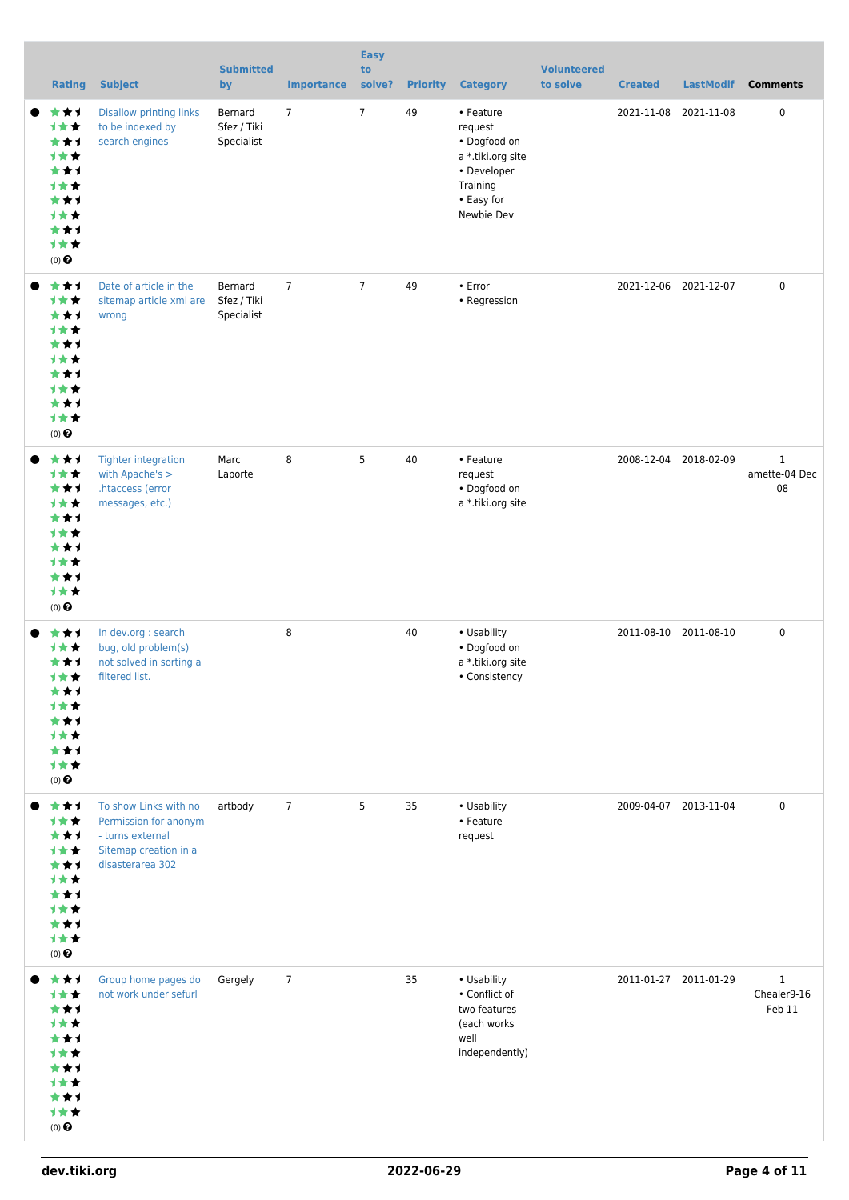| Rating | Subject | Submitted by | Importance | Easy to solve? | Priority | Category | Volunteered to solve | Created | LastModif | Comments |
|---|---|---|---|---|---|---|---|---|---|---|
| (0) | Disallow printing links to be indexed by search engines | Bernard Sfez / Tiki Specialist | 7 | 7 | 49 | • Feature request<br>• Dogfood on a *.tiki.org site<br>• Developer Training<br>• Easy for Newbie Dev | | 2021-11-08 | 2021-11-08 | 0 |
| (0) | Date of article in the sitemap article xml are wrong | Bernard Sfez / Tiki Specialist | 7 | 7 | 49 | • Error<br>• Regression | | 2021-12-06 | 2021-12-07 | 0 |
| (0) | Tighter integration with Apache's > .htaccess (error messages, etc.) | Marc Laporte | 8 | 5 | 40 | • Feature request<br>• Dogfood on a *.tiki.org site | | 2008-12-04 | 2018-02-09 | 1<br>amette-04 Dec 08 |
| (0) | In dev.org : search bug, old problem(s) not solved in sorting a filtered list. | | 8 | | 40 | • Usability<br>• Dogfood on a *.tiki.org site<br>• Consistency | | 2011-08-10 | 2011-08-10 | 0 |
| (0) | To show Links with no Permission for anonym - turns external Sitemap creation in a disasterarea 302 | artbody | 7 | 5 | 35 | • Usability<br>• Feature request | | 2009-04-07 | 2013-11-04 | 0 |
| (0) | Group home pages do not work under sefurl | Gergely | 7 | | 35 | • Usability<br>• Conflict of two features (each works well independently) | | 2011-01-27 | 2011-01-29 | 1<br>Chealer9-16 Feb 11 |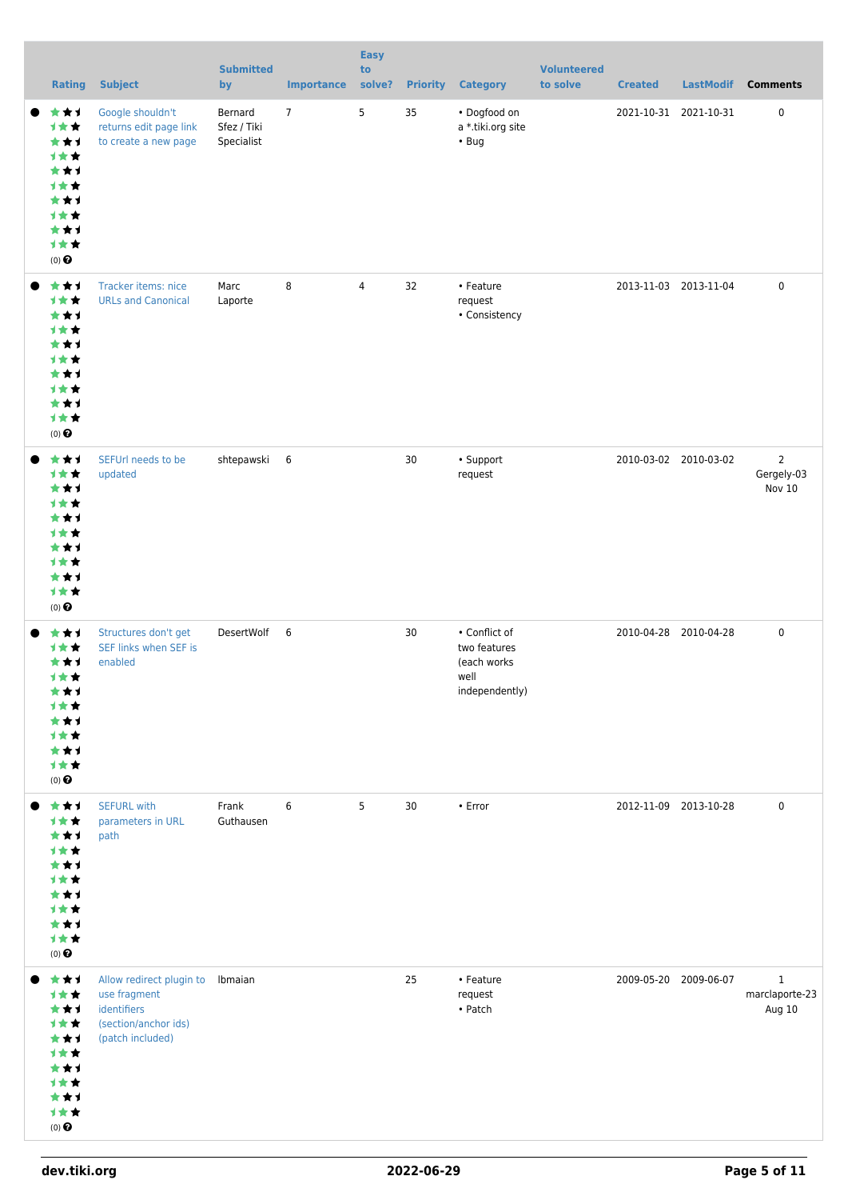| Rating | Subject | Submitted by | Importance | Easy to solve? | Priority | Category | Volunteered to solve | Created | LastModif | Comments |
|---|---|---|---|---|---|---|---|---|---|---|
| (0) | Google shouldn't returns edit page link to create a new page | Bernard Sfez / Tiki Specialist | 7 | 5 | 35 | • Dogfood on a *.tiki.org site • Bug | | 2021-10-31 | 2021-10-31 | 0 |
| (0) | Tracker items: nice URLs and Canonical | Marc Laporte | 8 | 4 | 32 | • Feature request • Consistency | | 2013-11-03 | 2013-11-04 | 0 |
| (0) | SEFUrl needs to be updated | shtepawski | 6 | | 30 | • Support request | | 2010-03-02 | 2010-03-02 | 2 Gergely-03 Nov 10 |
| (0) | Structures don't get SEF links when SEF is enabled | DesertWolf | 6 | | 30 | • Conflict of two features (each works well independently) | | 2010-04-28 | 2010-04-28 | 0 |
| (0) | SEFURL with parameters in URL path | Frank Guthausen | 6 | 5 | 30 | • Error | | 2012-11-09 | 2013-10-28 | 0 |
| (0) | Allow redirect plugin to use fragment identifiers (section/anchor ids) (patch included) | lbmaian | | | 25 | • Feature request • Patch | | 2009-05-20 | 2009-06-07 | 1 marclaporte-23 Aug 10 |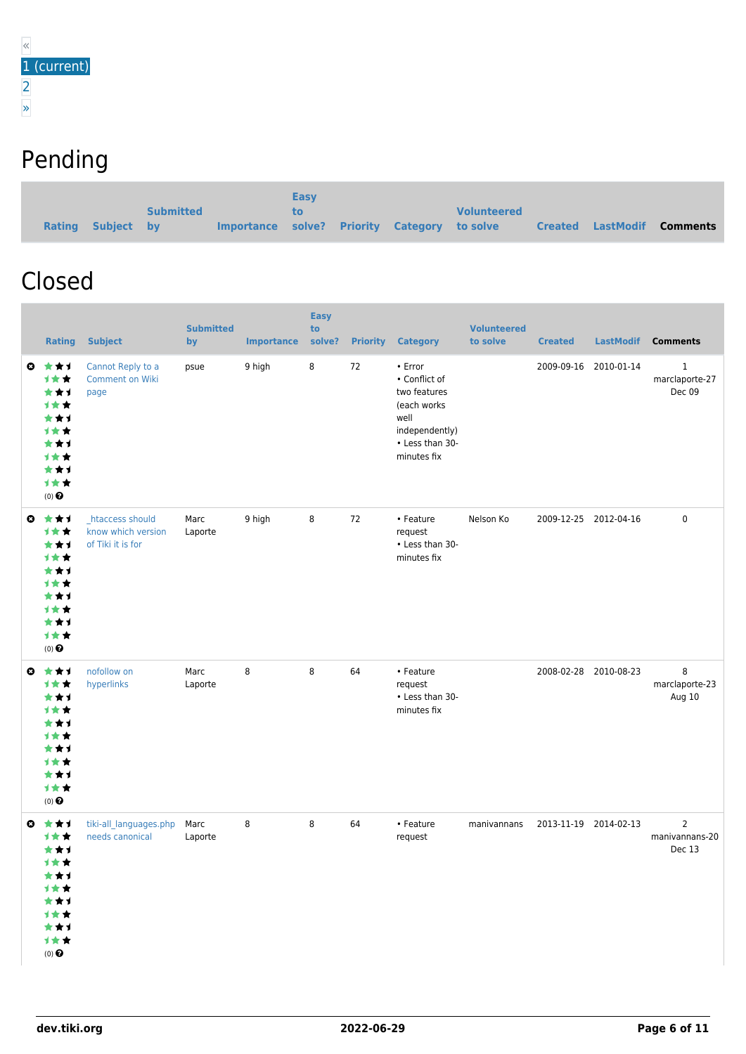«
1 (current)
2
»

## Pending

| Rating | Subject | Submitted by | Importance | Easy to solve? | Priority | Category | Volunteered to solve | Created | LastModif | Comments |
|---|---|---|---|---|---|---|---|---|---|---|

## Closed

| Rating | Subject | Submitted by | Importance | Easy to solve? | Priority | Category | Volunteered to solve | Created | LastModif | Comments |
|---|---|---|---|---|---|---|---|---|---|---|
| (0) | Cannot Reply to a Comment on Wiki page | psue | 9 high | 8 | 72 | • Error<br>• Conflict of two features (each works well independently)<br>• Less than 30-minutes fix | | 2009-09-16 | 2010-01-14 | 1 marclaporte-27 Dec 09 |
| (0) | _htaccess should know which version of Tiki it is for | Marc Laporte | 9 high | 8 | 72 | • Feature request<br>• Less than 30-minutes fix | Nelson Ko | 2009-12-25 | 2012-04-16 | 0 |
| (0) | nofollow on hyperlinks | Marc Laporte | 8 | 8 | 64 | • Feature request<br>• Less than 30-minutes fix | | 2008-02-28 | 2010-08-23 | 8 marclaporte-23 Aug 10 |
| (0) | tiki-all_languages.php needs canonical | Marc Laporte | 8 | 8 | 64 | • Feature request | manivannans | 2013-11-19 | 2014-02-13 | 2 manivannans-20 Dec 13 |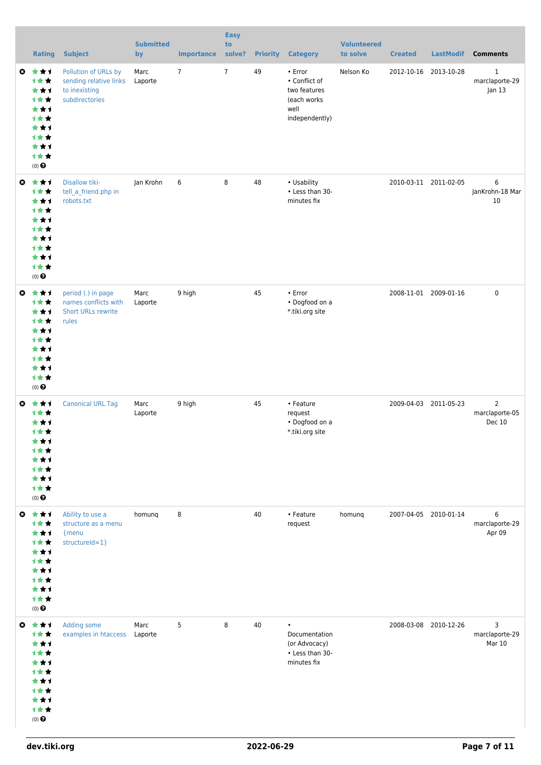| | Rating | Subject | Submitted by | Importance | Easy to solve? | Priority | Category | Volunteered to solve | Created | LastModif | Comments |
|---|---|---|---|---|---|---|---|---|---|---|---|
| | (0) | Pollution of URLs by sending relative links to inexisting subdirectories | Marc Laporte | 7 | 7 | 49 | • Error<br>• Conflict of two features (each works well independently) | Nelson Ko | 2012-10-16 | 2013-10-28 | 1 marclaporte-29 Jan 13 |
| | (0) | Disallow tiki-tell_a_friend.php in robots.txt | Jan Krohn | 6 | 8 | 48 | • Usability<br>• Less than 30-minutes fix | | 2010-03-11 | 2011-02-05 | 6 JanKrohn-18 Mar 10 |
| | (0) | period (.) in page names conflicts with Short URLs rewrite rules | Marc Laporte | 9 high | | 45 | • Error<br>• Dogfood on a *.tiki.org site | | 2008-11-01 | 2009-01-16 | 0 |
| | (0) | Canonical URL Tag | Marc Laporte | 9 high | | 45 | • Feature request<br>• Dogfood on a *.tiki.org site | | 2009-04-03 | 2011-05-23 | 2 marclaporte-05 Dec 10 |
| | (0) | Ability to use a structure as a menu {menu structureId=1} | homunq | 8 | | 40 | • Feature request | homunq | 2007-04-05 | 2010-01-14 | 6 marclaporte-29 Apr 09 |
| | (0) | Adding some examples in htaccess | Marc Laporte | 5 | 8 | 40 | • Documentation (or Advocacy)<br>• Less than 30-minutes fix | | 2008-03-08 | 2010-12-26 | 3 marclaporte-29 Mar 10 |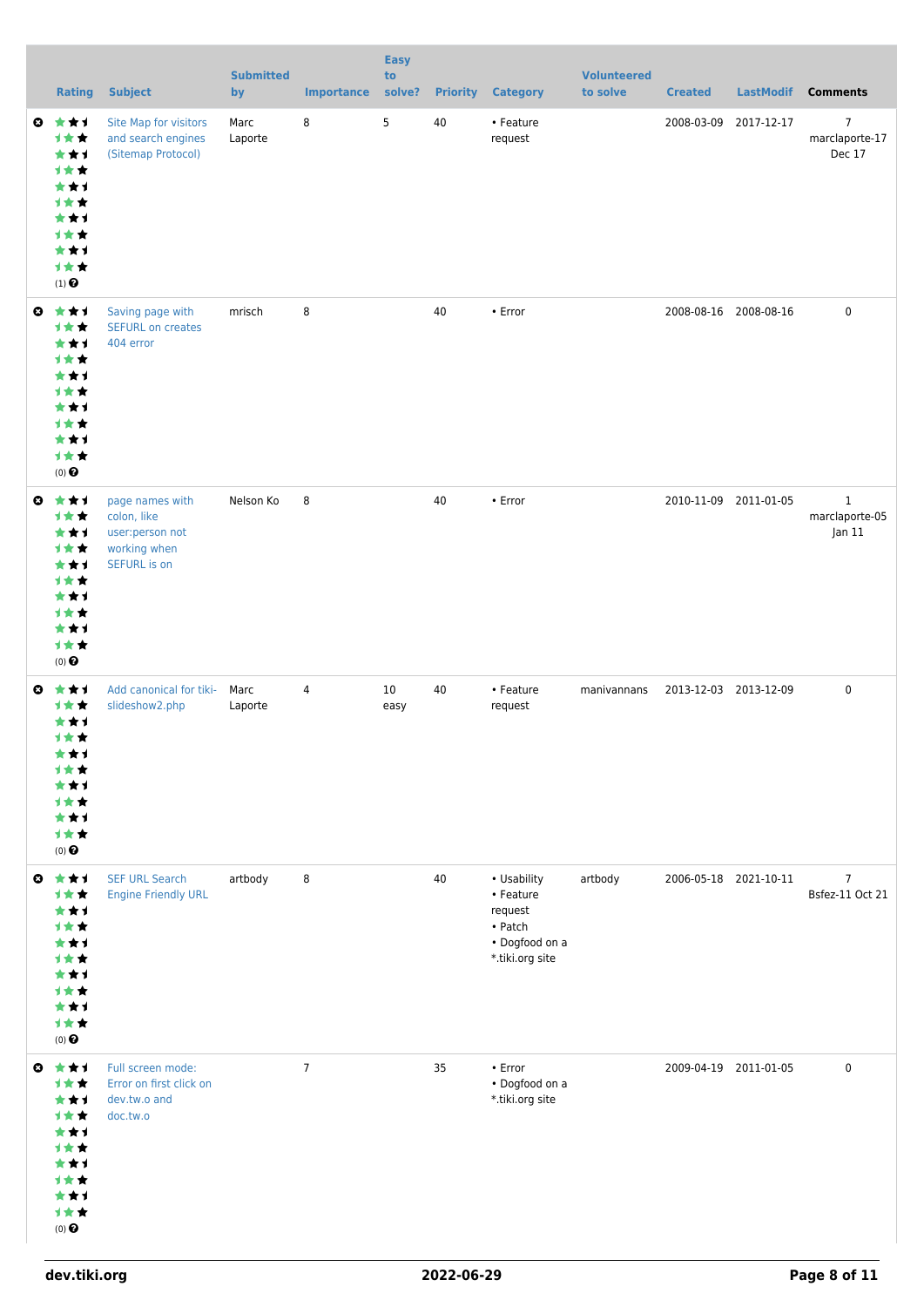|  | Rating | Subject | Submitted by | Importance | Easy to solve? | Priority | Category | Volunteered to solve | Created | LastModif | Comments |
|---|---|---|---|---|---|---|---|---|---|---|---|
|  | (1) | Site Map for visitors and search engines (Sitemap Protocol) | Marc Laporte | 8 | 5 | 40 | • Feature request |  | 2008-03-09 | 2017-12-17 | 7 marclaporte-17 Dec 17 |
|  | (0) | Saving page with SEFURL on creates 404 error | mrisch | 8 |  | 40 | • Error |  | 2008-08-16 | 2008-08-16 | 0 |
|  | (0) | page names with colon, like user:person not working when SEFURL is on | Nelson Ko | 8 |  | 40 | • Error |  | 2010-11-09 | 2011-01-05 | 1 marclaporte-05 Jan 11 |
|  | (0) | Add canonical for tiki-slideshow2.php | Marc Laporte | 4 | 10 easy | 40 | • Feature request | manivannans | 2013-12-03 | 2013-12-09 | 0 |
|  | (0) | SEF URL Search Engine Friendly URL | artbody | 8 |  | 40 | • Usability • Feature request • Patch • Dogfood on a *.tiki.org site | artbody | 2006-05-18 | 2021-10-11 | 7 Bsfez-11 Oct 21 |
|  | (0) | Full screen mode: Error on first click on dev.tw.o and doc.tw.o |  | 7 |  | 35 | • Error • Dogfood on a *.tiki.org site |  | 2009-04-19 | 2011-01-05 | 0 |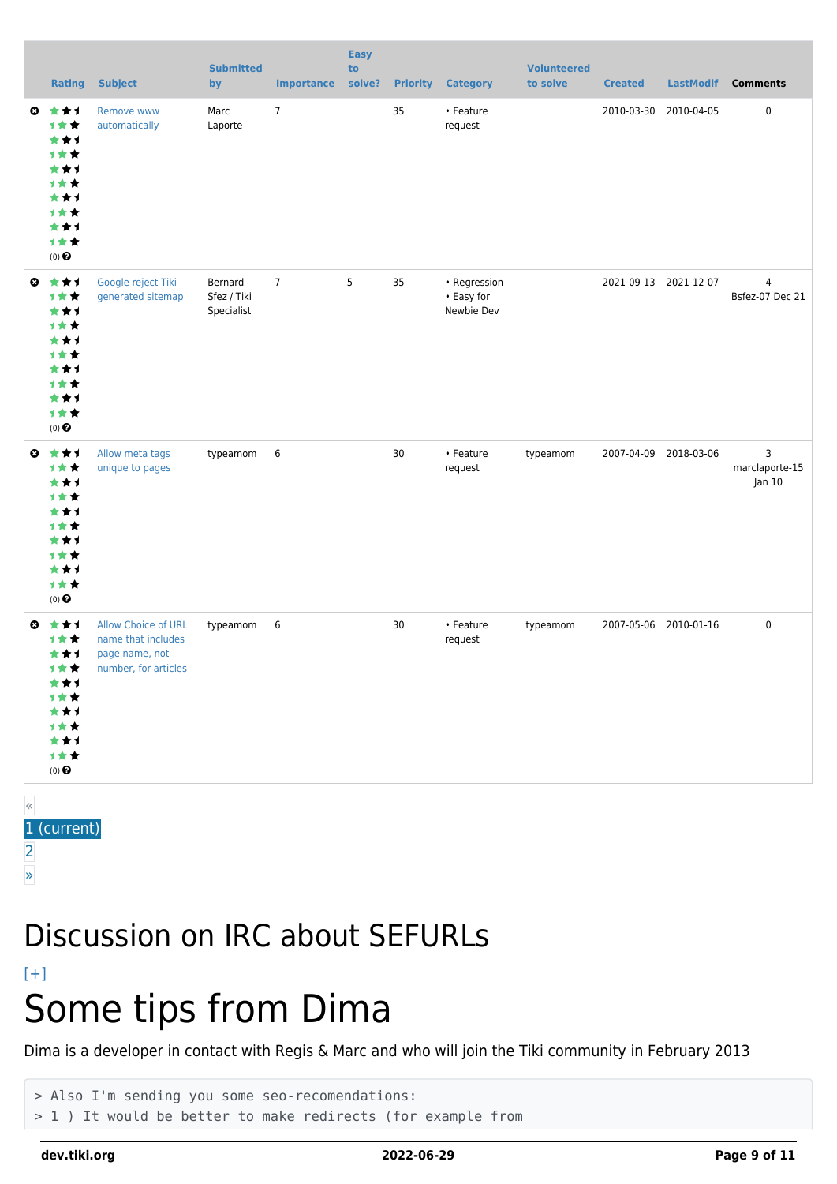| | Rating | Subject | Submitted by | Importance | Easy to solve? | Priority | Category | Volunteered to solve | Created | LastModif | Comments |
|---|---|---|---|---|---|---|---|---|---|---|---|
| | (0) | Remove www automatically | Marc Laporte | 7 | | 35 | • Feature request | | 2010-03-30 | 2010-04-05 | 0 |
| | (0) | Google reject Tiki generated sitemap | Bernard Sfez / Tiki Specialist | 7 | 5 | 35 | • Regression • Easy for Newbie Dev | | 2021-09-13 | 2021-12-07 | 4 Bsfez-07 Dec 21 |
| | (0) | Allow meta tags unique to pages | typeamom | 6 | | 30 | • Feature request | typeamom | 2007-04-09 | 2018-03-06 | 3 marclaporte-15 Jan 10 |
| | (0) | Allow Choice of URL name that includes page name, not number, for articles | typeamom | 6 | | 30 | • Feature request | typeamom | 2007-05-06 | 2010-01-16 | 0 |

«
1 (current)
2
»

# Discussion on IRC about SEFURLs

[+]

# Some tips from Dima

Dima is a developer in contact with Regis & Marc and who will join the Tiki community in February 2013

```
> Also I'm sending you some seo-recomendations:
> 1 ) It would be better to make redirects (for example from
```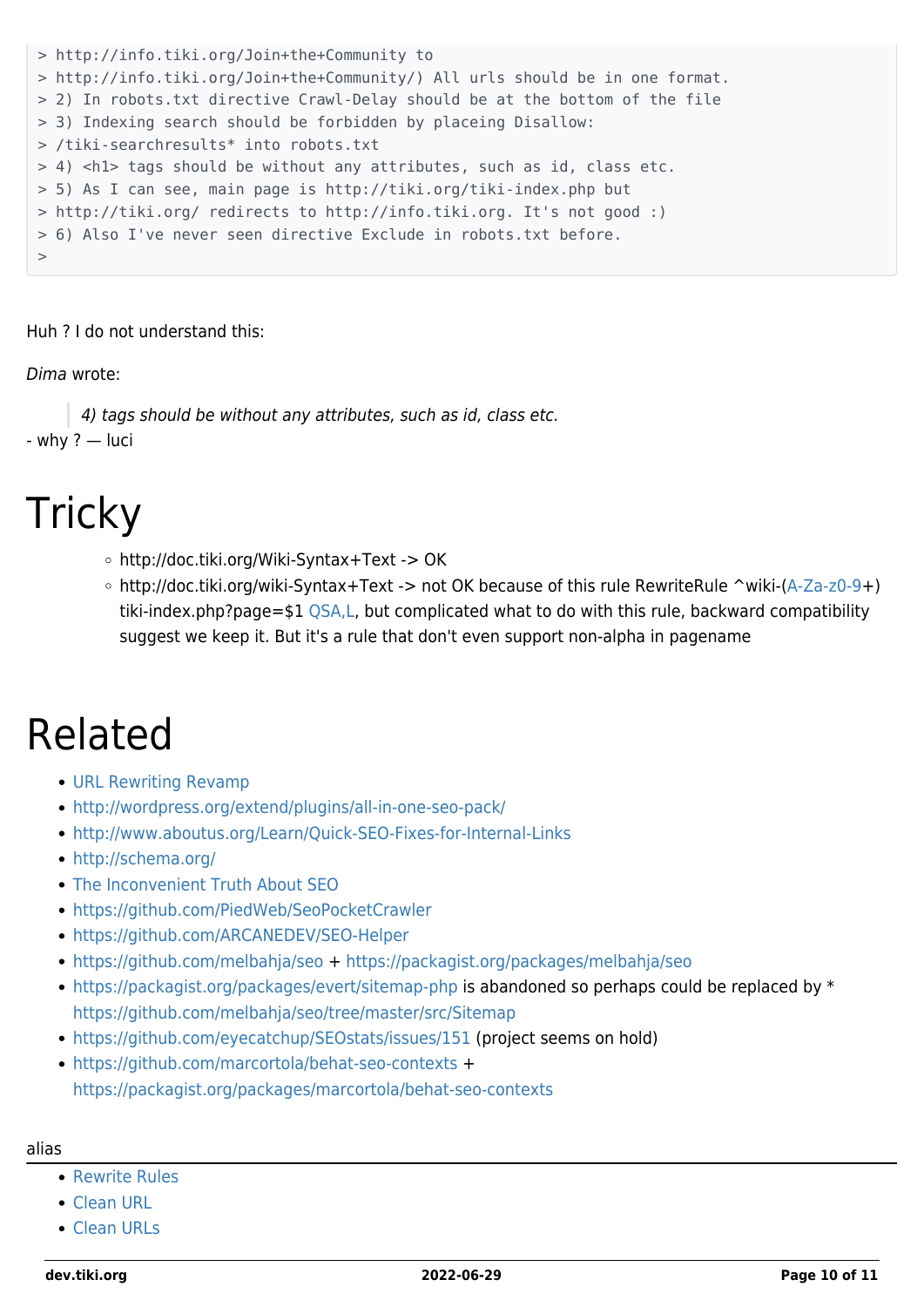```
> http://info.tiki.org/Join+the+Community to
> http://info.tiki.org/Join+the+Community/) All urls should be in one format.
> 2) In robots.txt directive Crawl-Delay should be at the bottom of the file
> 3) Indexing search should be forbidden by placeing Disallow:
> /tiki-searchresults* into robots.txt
> 4) <h1> tags should be without any attributes, such as id, class etc.
> 5) As I can see, main page is http://tiki.org/tiki-index.php but
> http://tiki.org/ redirects to http://info.tiki.org. It's not good :)
> 6) Also I've never seen directive Exclude in robots.txt before.
>
```

Huh ? I do not understand this:

*Dima* wrote:

> *4) tags should be without any attributes, such as id, class etc.*

- why ? — luci

# Tricky

- http://doc.tiki.org/Wiki-Syntax+Text -> OK
- http://doc.tiki.org/wiki-Syntax+Text -> not OK because of this rule RewriteRule ^wiki-(A-Za-z0-9+) tiki-index.php?page=$1 QSA,L, but complicated what to do with this rule, backward compatibility suggest we keep it. But it's a rule that don't even support non-alpha in pagename

# Related

- URL Rewriting Revamp
- http://wordpress.org/extend/plugins/all-in-one-seo-pack/
- http://www.aboutus.org/Learn/Quick-SEO-Fixes-for-Internal-Links
- http://schema.org/
- The Inconvenient Truth About SEO
- https://github.com/PiedWeb/SeoPocketCrawler
- https://github.com/ARCANEDEV/SEO-Helper
- https://github.com/melbahja/seo + https://packagist.org/packages/melbahja/seo
- https://packagist.org/packages/evert/sitemap-php is abandoned so perhaps could be replaced by * https://github.com/melbahja/seo/tree/master/src/Sitemap
- https://github.com/eyecatchup/SEOstats/issues/151 (project seems on hold)
- https://github.com/marcortola/behat-seo-contexts + https://packagist.org/packages/marcortola/behat-seo-contexts

alias

- Rewrite Rules
- Clean URL
- Clean URLs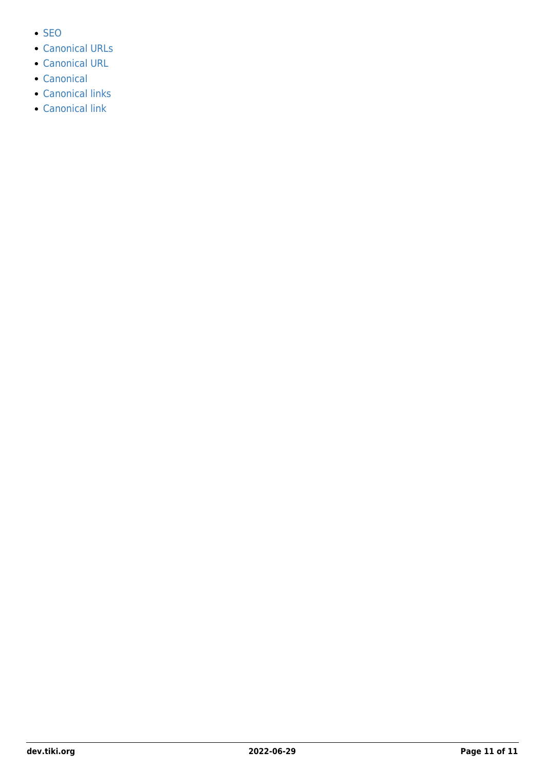- SEO
- Canonical URLs
- Canonical URL
- Canonical
- Canonical links
- Canonical link